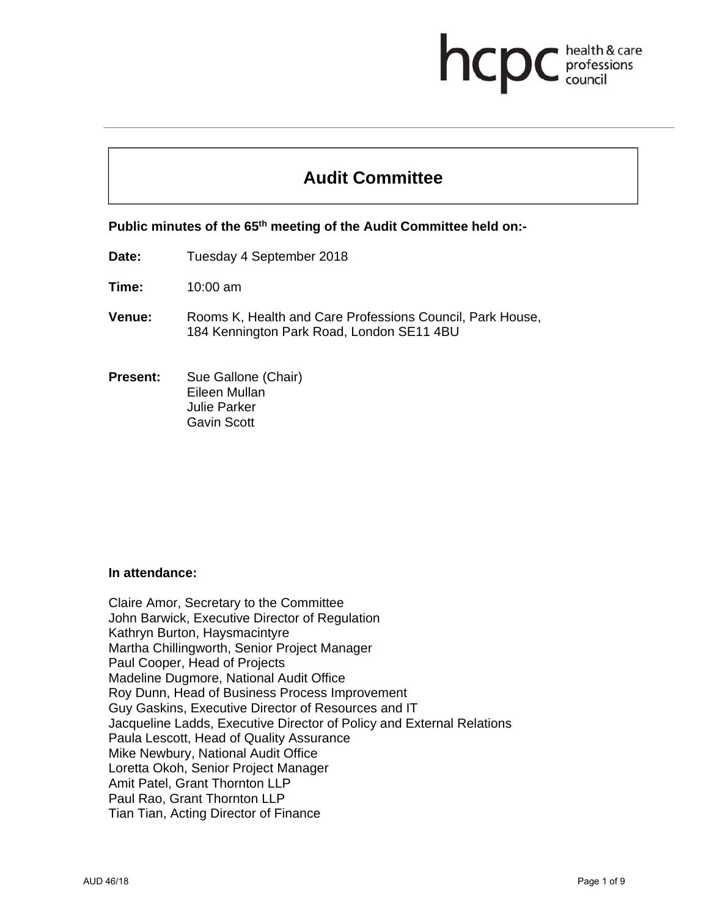# Audit Committee

**Public minutes of the 65th meeting of the Audit Committee held on:-**

**Date:** Tuesday 4 September 2018

**Time:** 10:00 am

**Venue:** Rooms K, Health and Care Professions Council, Park House, 184 Kennington Park Road, London SE11 4BU

**Present:** Sue Gallone (Chair)
Eileen Mullan
Julie Parker
Gavin Scott

**In attendance:**

Claire Amor, Secretary to the Committee
John Barwick, Executive Director of Regulation
Kathryn Burton, Haysmacintyre
Martha Chillingworth, Senior Project Manager
Paul Cooper, Head of Projects
Madeline Dugmore, National Audit Office
Roy Dunn, Head of Business Process Improvement
Guy Gaskins, Executive Director of Resources and IT
Jacqueline Ladds, Executive Director of Policy and External Relations
Paula Lescott, Head of Quality Assurance
Mike Newbury, National Audit Office
Loretta Okoh, Senior Project Manager
Amit Patel, Grant Thornton LLP
Paul Rao, Grant Thornton LLP
Tian Tian, Acting Director of Finance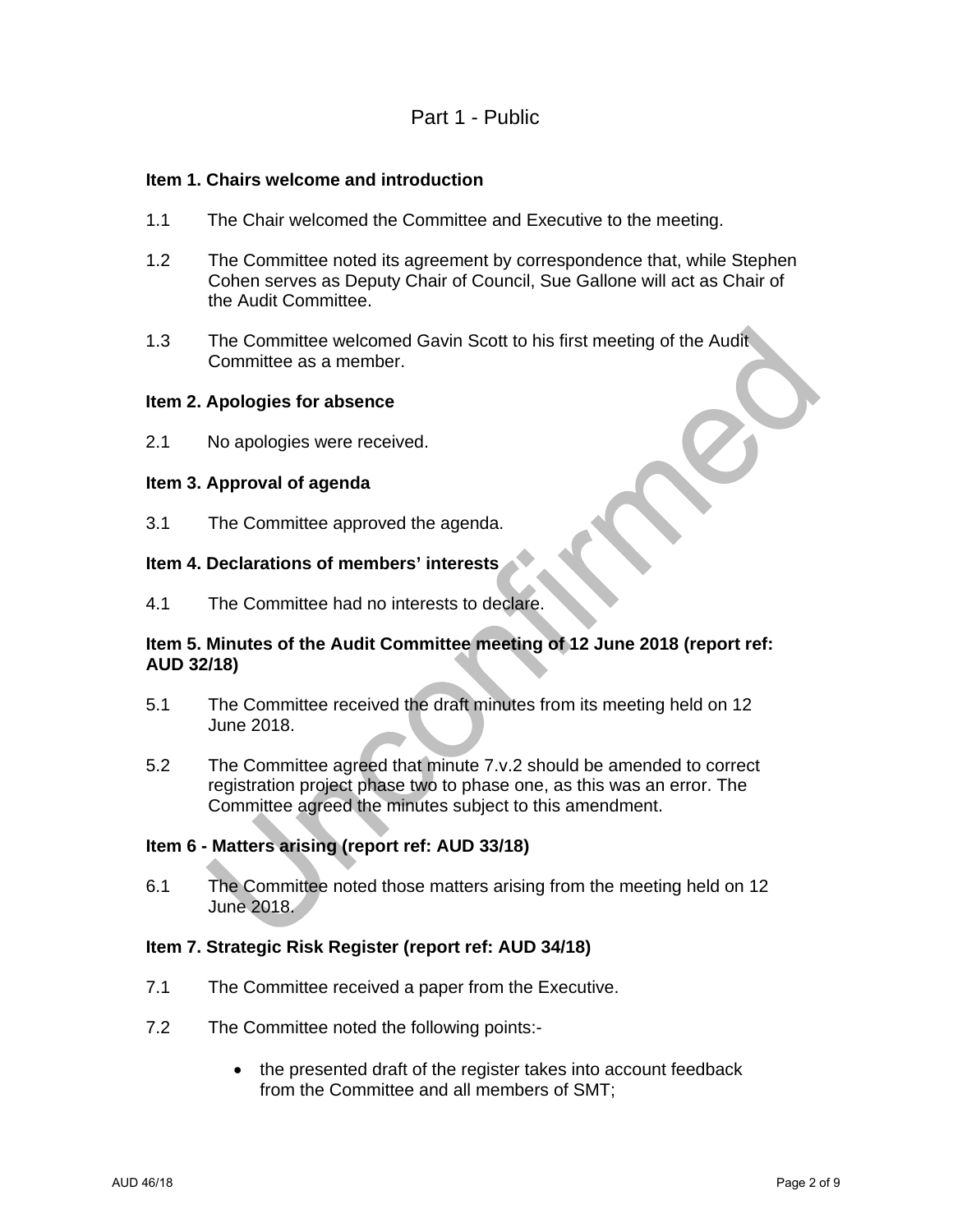# Part 1 - Public

### Item 1. Chairs welcome and introduction

1.1 The Chair welcomed the Committee and Executive to the meeting.

1.2 The Committee noted its agreement by correspondence that, while Stephen Cohen serves as Deputy Chair of Council, Sue Gallone will act as Chair of the Audit Committee.

1.3 The Committee welcomed Gavin Scott to his first meeting of the Audit Committee as a member.

### Item 2. Apologies for absence

2.1 No apologies were received.

### Item 3. Approval of agenda

3.1 The Committee approved the agenda.

### Item 4. Declarations of members' interests

4.1 The Committee had no interests to declare.

### Item 5. Minutes of the Audit Committee meeting of 12 June 2018 (report ref: AUD 32/18)

5.1 The Committee received the draft minutes from its meeting held on 12 June 2018.

5.2 The Committee agreed that minute 7.v.2 should be amended to correct registration project phase two to phase one, as this was an error. The Committee agreed the minutes subject to this amendment.

### Item 6 - Matters arising (report ref: AUD 33/18)

6.1 The Committee noted those matters arising from the meeting held on 12 June 2018.

### Item 7. Strategic Risk Register (report ref: AUD 34/18)

7.1 The Committee received a paper from the Executive.

7.2 The Committee noted the following points:-

- the presented draft of the register takes into account feedback from the Committee and all members of SMT;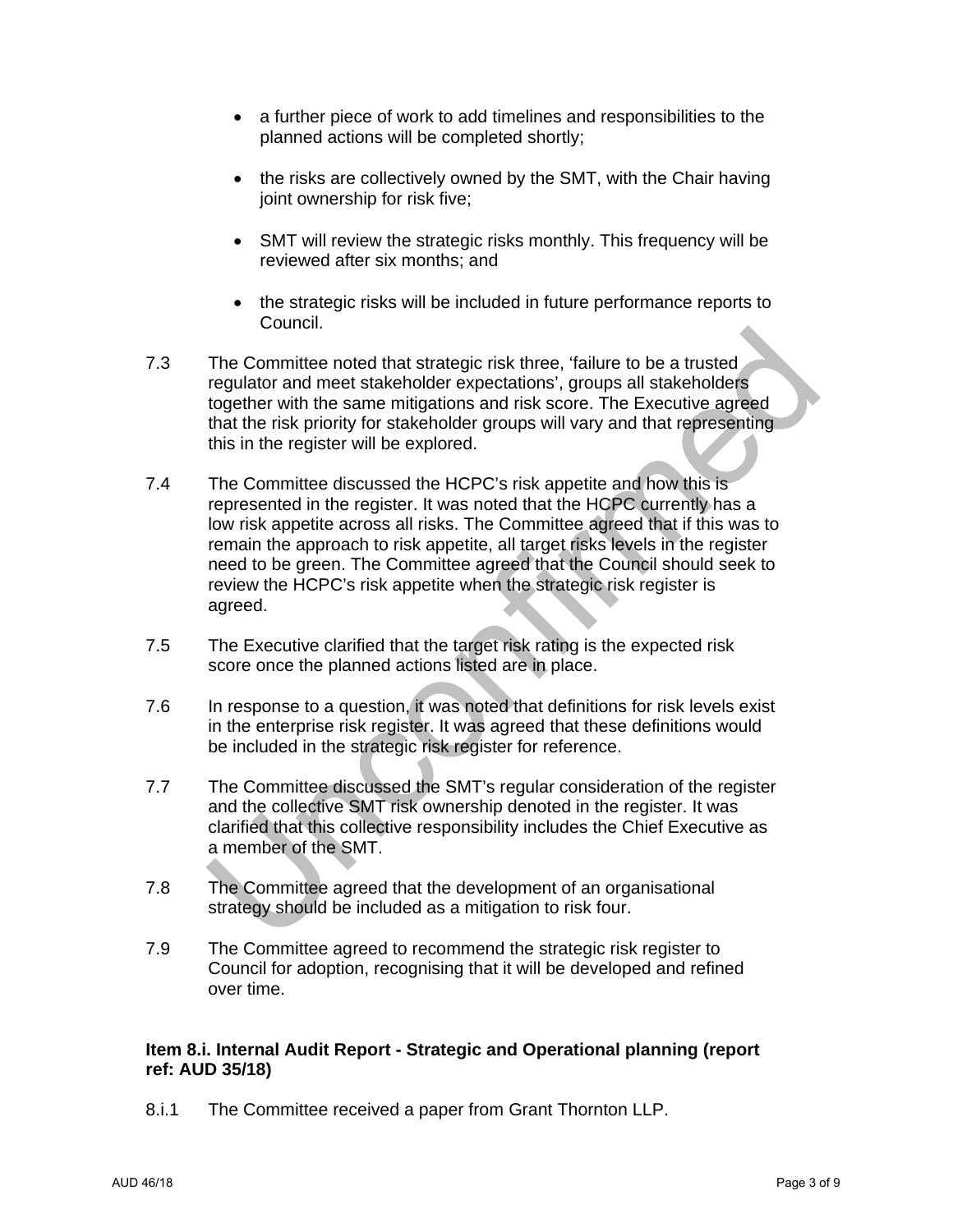- a further piece of work to add timelines and responsibilities to the planned actions will be completed shortly;

- the risks are collectively owned by the SMT, with the Chair having joint ownership for risk five;

- SMT will review the strategic risks monthly. This frequency will be reviewed after six months; and

- the strategic risks will be included in future performance reports to Council.

7.3 The Committee noted that strategic risk three, 'failure to be a trusted regulator and meet stakeholder expectations', groups all stakeholders together with the same mitigations and risk score. The Executive agreed that the risk priority for stakeholder groups will vary and that representing this in the register will be explored.

7.4 The Committee discussed the HCPC's risk appetite and how this is represented in the register. It was noted that the HCPC currently has a low risk appetite across all risks. The Committee agreed that if this was to remain the approach to risk appetite, all target risks levels in the register need to be green. The Committee agreed that the Council should seek to review the HCPC's risk appetite when the strategic risk register is agreed.

7.5 The Executive clarified that the target risk rating is the expected risk score once the planned actions listed are in place.

7.6 In response to a question, it was noted that definitions for risk levels exist in the enterprise risk register. It was agreed that these definitions would be included in the strategic risk register for reference.

7.7 The Committee discussed the SMT's regular consideration of the register and the collective SMT risk ownership denoted in the register. It was clarified that this collective responsibility includes the Chief Executive as a member of the SMT.

7.8 The Committee agreed that the development of an organisational strategy should be included as a mitigation to risk four.

7.9 The Committee agreed to recommend the strategic risk register to Council for adoption, recognising that it will be developed and refined over time.

**Item 8.i. Internal Audit Report - Strategic and Operational planning (report ref: AUD 35/18)**

8.i.1 The Committee received a paper from Grant Thornton LLP.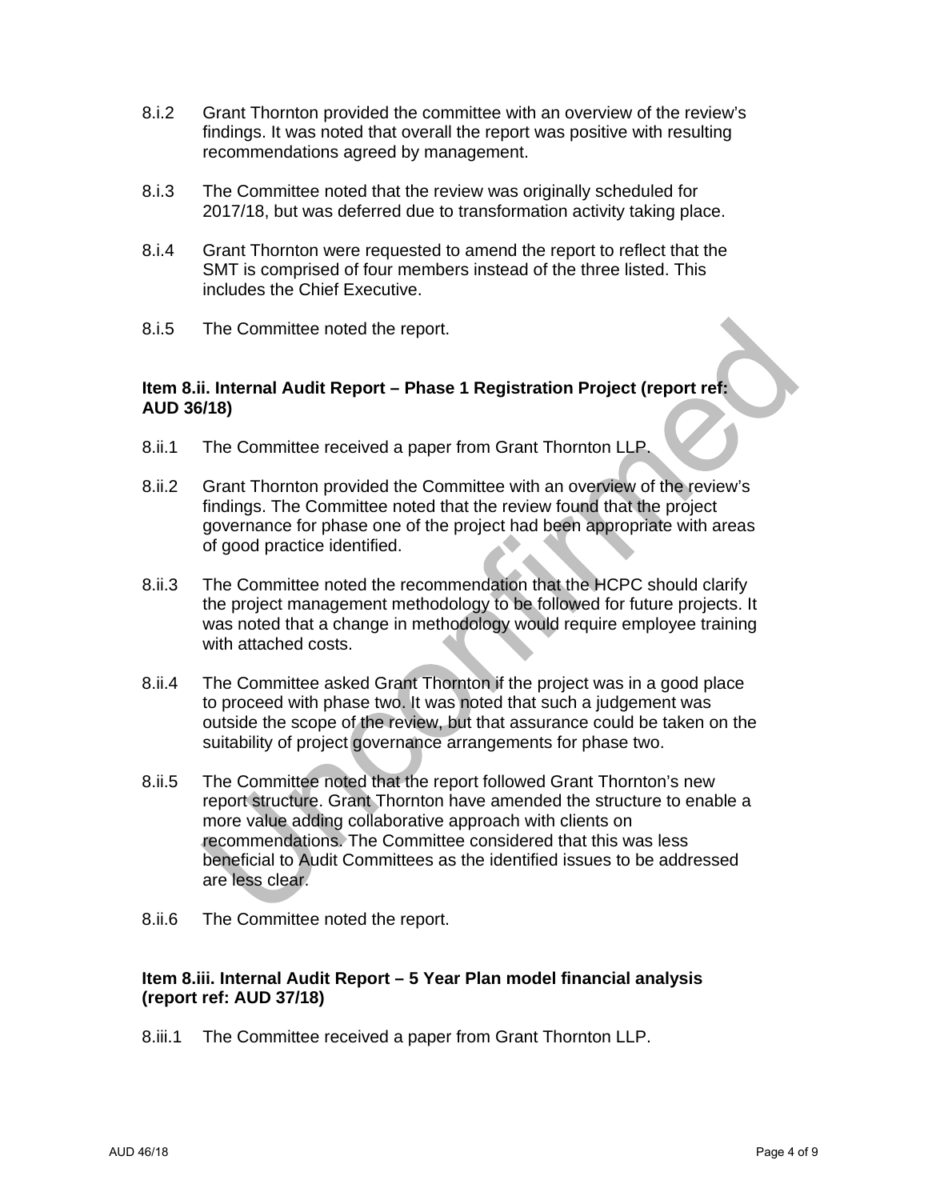8.i.2 Grant Thornton provided the committee with an overview of the review's findings. It was noted that overall the report was positive with resulting recommendations agreed by management.

8.i.3 The Committee noted that the review was originally scheduled for 2017/18, but was deferred due to transformation activity taking place.

8.i.4 Grant Thornton were requested to amend the report to reflect that the SMT is comprised of four members instead of the three listed. This includes the Chief Executive.

8.i.5 The Committee noted the report.

**Item 8.ii. Internal Audit Report – Phase 1 Registration Project (report ref: AUD 36/18)**

8.ii.1 The Committee received a paper from Grant Thornton LLP.

8.ii.2 Grant Thornton provided the Committee with an overview of the review's findings. The Committee noted that the review found that the project governance for phase one of the project had been appropriate with areas of good practice identified.

8.ii.3 The Committee noted the recommendation that the HCPC should clarify the project management methodology to be followed for future projects. It was noted that a change in methodology would require employee training with attached costs.

8.ii.4 The Committee asked Grant Thornton if the project was in a good place to proceed with phase two. It was noted that such a judgement was outside the scope of the review, but that assurance could be taken on the suitability of project governance arrangements for phase two.

8.ii.5 The Committee noted that the report followed Grant Thornton's new report structure. Grant Thornton have amended the structure to enable a more value adding collaborative approach with clients on recommendations. The Committee considered that this was less beneficial to Audit Committees as the identified issues to be addressed are less clear.

8.ii.6 The Committee noted the report.

**Item 8.iii. Internal Audit Report – 5 Year Plan model financial analysis (report ref: AUD 37/18)**

8.iii.1 The Committee received a paper from Grant Thornton LLP.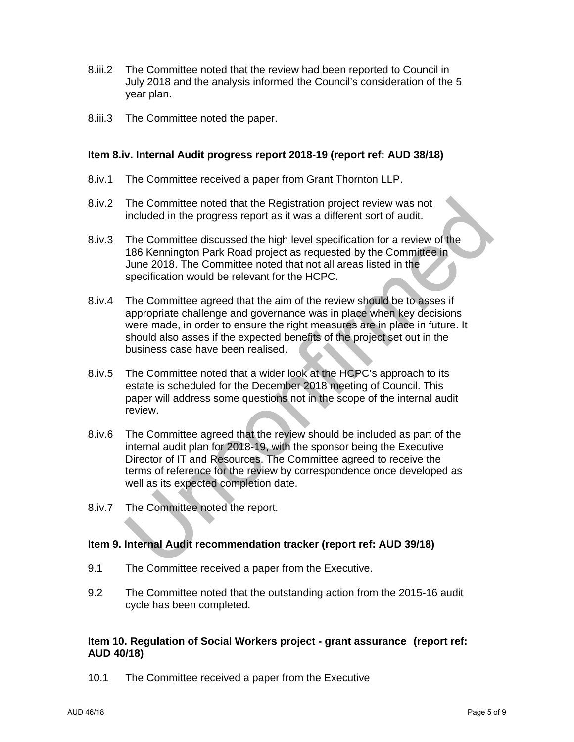8.iii.2 The Committee noted that the review had been reported to Council in July 2018 and the analysis informed the Council's consideration of the 5 year plan.

8.iii.3 The Committee noted the paper.

**Item 8.iv. Internal Audit progress report 2018-19 (report ref: AUD 38/18)**

8.iv.1 The Committee received a paper from Grant Thornton LLP.

8.iv.2 The Committee noted that the Registration project review was not included in the progress report as it was a different sort of audit.

8.iv.3 The Committee discussed the high level specification for a review of the 186 Kennington Park Road project as requested by the Committee in June 2018. The Committee noted that not all areas listed in the specification would be relevant for the HCPC.

8.iv.4 The Committee agreed that the aim of the review should be to asses if appropriate challenge and governance was in place when key decisions were made, in order to ensure the right measures are in place in future. It should also asses if the expected benefits of the project set out in the business case have been realised.

8.iv.5 The Committee noted that a wider look at the HCPC's approach to its estate is scheduled for the December 2018 meeting of Council. This paper will address some questions not in the scope of the internal audit review.

8.iv.6 The Committee agreed that the review should be included as part of the internal audit plan for 2018-19, with the sponsor being the Executive Director of IT and Resources. The Committee agreed to receive the terms of reference for the review by correspondence once developed as well as its expected completion date.

8.iv.7 The Committee noted the report.

**Item 9. Internal Audit recommendation tracker (report ref: AUD 39/18)**

9.1 The Committee received a paper from the Executive.

9.2 The Committee noted that the outstanding action from the 2015-16 audit cycle has been completed.

**Item 10. Regulation of Social Workers project - grant assurance (report ref: AUD 40/18)**

10.1 The Committee received a paper from the Executive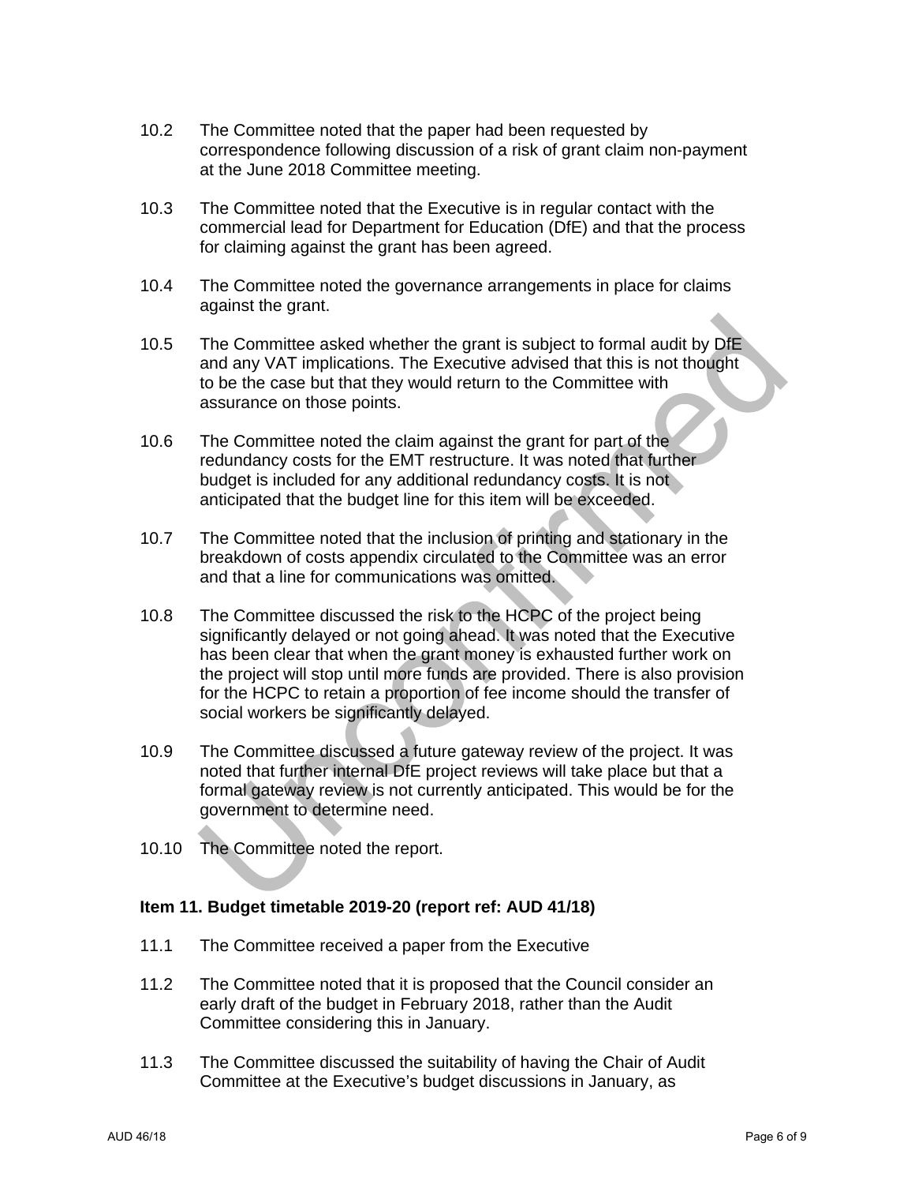10.2 The Committee noted that the paper had been requested by correspondence following discussion of a risk of grant claim non-payment at the June 2018 Committee meeting.

10.3 The Committee noted that the Executive is in regular contact with the commercial lead for Department for Education (DfE) and that the process for claiming against the grant has been agreed.

10.4 The Committee noted the governance arrangements in place for claims against the grant.

10.5 The Committee asked whether the grant is subject to formal audit by DfE and any VAT implications. The Executive advised that this is not thought to be the case but that they would return to the Committee with assurance on those points.

10.6 The Committee noted the claim against the grant for part of the redundancy costs for the EMT restructure. It was noted that further budget is included for any additional redundancy costs. It is not anticipated that the budget line for this item will be exceeded.

10.7 The Committee noted that the inclusion of printing and stationary in the breakdown of costs appendix circulated to the Committee was an error and that a line for communications was omitted.

10.8 The Committee discussed the risk to the HCPC of the project being significantly delayed or not going ahead. It was noted that the Executive has been clear that when the grant money is exhausted further work on the project will stop until more funds are provided. There is also provision for the HCPC to retain a proportion of fee income should the transfer of social workers be significantly delayed.

10.9 The Committee discussed a future gateway review of the project. It was noted that further internal DfE project reviews will take place but that a formal gateway review is not currently anticipated. This would be for the government to determine need.

10.10 The Committee noted the report.

**Item 11. Budget timetable 2019-20 (report ref: AUD 41/18)**

11.1 The Committee received a paper from the Executive

11.2 The Committee noted that it is proposed that the Council consider an early draft of the budget in February 2018, rather than the Audit Committee considering this in January.

11.3 The Committee discussed the suitability of having the Chair of Audit Committee at the Executive's budget discussions in January, as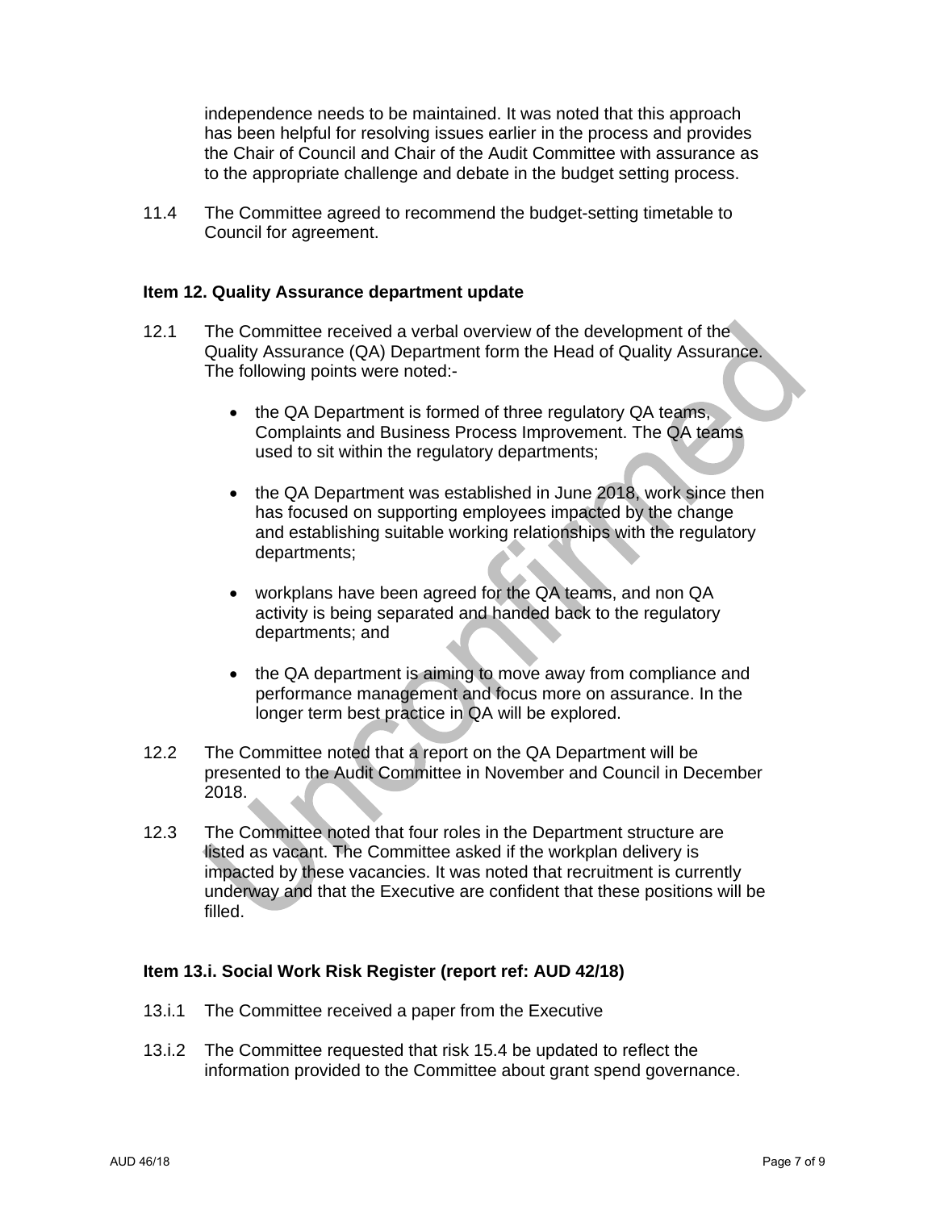independence needs to be maintained. It was noted that this approach has been helpful for resolving issues earlier in the process and provides the Chair of Council and Chair of the Audit Committee with assurance as to the appropriate challenge and debate in the budget setting process.

11.4 The Committee agreed to recommend the budget-setting timetable to Council for agreement.

**Item 12. Quality Assurance department update**

12.1 The Committee received a verbal overview of the development of the Quality Assurance (QA) Department form the Head of Quality Assurance. The following points were noted:-

- the QA Department is formed of three regulatory QA teams, Complaints and Business Process Improvement. The QA teams used to sit within the regulatory departments;
- the QA Department was established in June 2018, work since then has focused on supporting employees impacted by the change and establishing suitable working relationships with the regulatory departments;
- workplans have been agreed for the QA teams, and non QA activity is being separated and handed back to the regulatory departments; and
- the QA department is aiming to move away from compliance and performance management and focus more on assurance. In the longer term best practice in QA will be explored.

12.2 The Committee noted that a report on the QA Department will be presented to the Audit Committee in November and Council in December 2018.

12.3 The Committee noted that four roles in the Department structure are listed as vacant. The Committee asked if the workplan delivery is impacted by these vacancies. It was noted that recruitment is currently underway and that the Executive are confident that these positions will be filled.

**Item 13.i. Social Work Risk Register (report ref: AUD 42/18)**

13.i.1 The Committee received a paper from the Executive

13.i.2 The Committee requested that risk 15.4 be updated to reflect the information provided to the Committee about grant spend governance.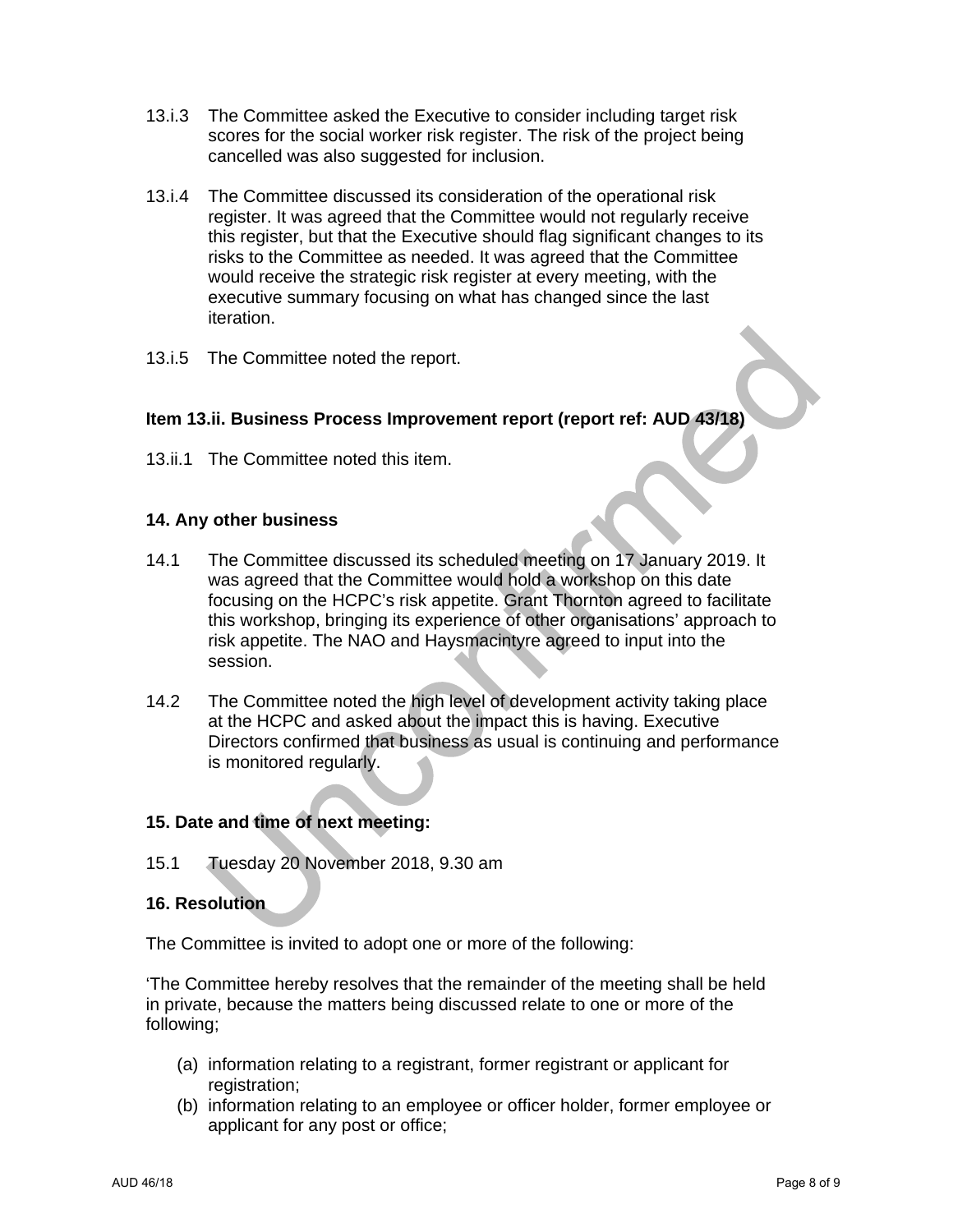13.i.3 The Committee asked the Executive to consider including target risk scores for the social worker risk register. The risk of the project being cancelled was also suggested for inclusion.

13.i.4 The Committee discussed its consideration of the operational risk register. It was agreed that the Committee would not regularly receive this register, but that the Executive should flag significant changes to its risks to the Committee as needed. It was agreed that the Committee would receive the strategic risk register at every meeting, with the executive summary focusing on what has changed since the last iteration.

13.i.5 The Committee noted the report.

**Item 13.ii. Business Process Improvement report (report ref: AUD 43/18)**

13.ii.1 The Committee noted this item.

**14. Any other business**

14.1 The Committee discussed its scheduled meeting on 17 January 2019. It was agreed that the Committee would hold a workshop on this date focusing on the HCPC's risk appetite. Grant Thornton agreed to facilitate this workshop, bringing its experience of other organisations' approach to risk appetite. The NAO and Haysmacintyre agreed to input into the session.

14.2 The Committee noted the high level of development activity taking place at the HCPC and asked about the impact this is having. Executive Directors confirmed that business as usual is continuing and performance is monitored regularly.

**15. Date and time of next meeting:**

15.1 Tuesday 20 November 2018, 9.30 am

**16. Resolution**

The Committee is invited to adopt one or more of the following:

'The Committee hereby resolves that the remainder of the meeting shall be held in private, because the matters being discussed relate to one or more of the following;

(a) information relating to a registrant, former registrant or applicant for registration;
(b) information relating to an employee or officer holder, former employee or applicant for any post or office;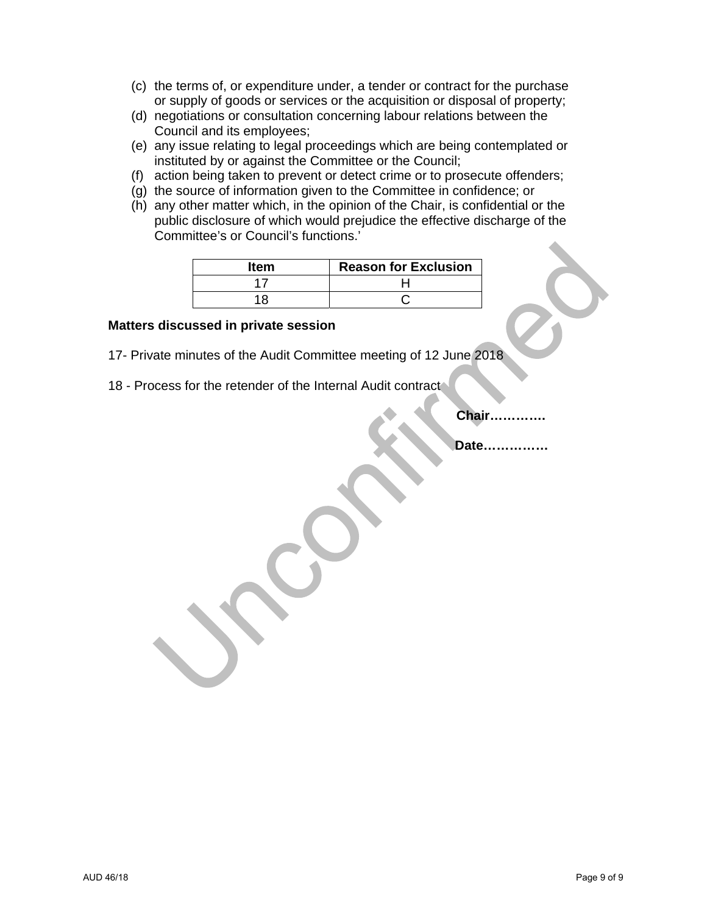(c) the terms of, or expenditure under, a tender or contract for the purchase or supply of goods or services or the acquisition or disposal of property;
(d) negotiations or consultation concerning labour relations between the Council and its employees;
(e) any issue relating to legal proceedings which are being contemplated or instituted by or against the Committee or the Council;
(f) action being taken to prevent or detect crime or to prosecute offenders;
(g) the source of information given to the Committee in confidence; or
(h) any other matter which, in the opinion of the Chair, is confidential or the public disclosure of which would prejudice the effective discharge of the Committee's or Council's functions.'

| Item | Reason for Exclusion |
|---|---|
| 17 | H |
| 18 | C |

**Matters discussed in private session**

17- Private minutes of the Audit Committee meeting of 12 June 2018

18 - Process for the retender of the Internal Audit contract

**Chair………….**

**Date……………**

Unconfirmed